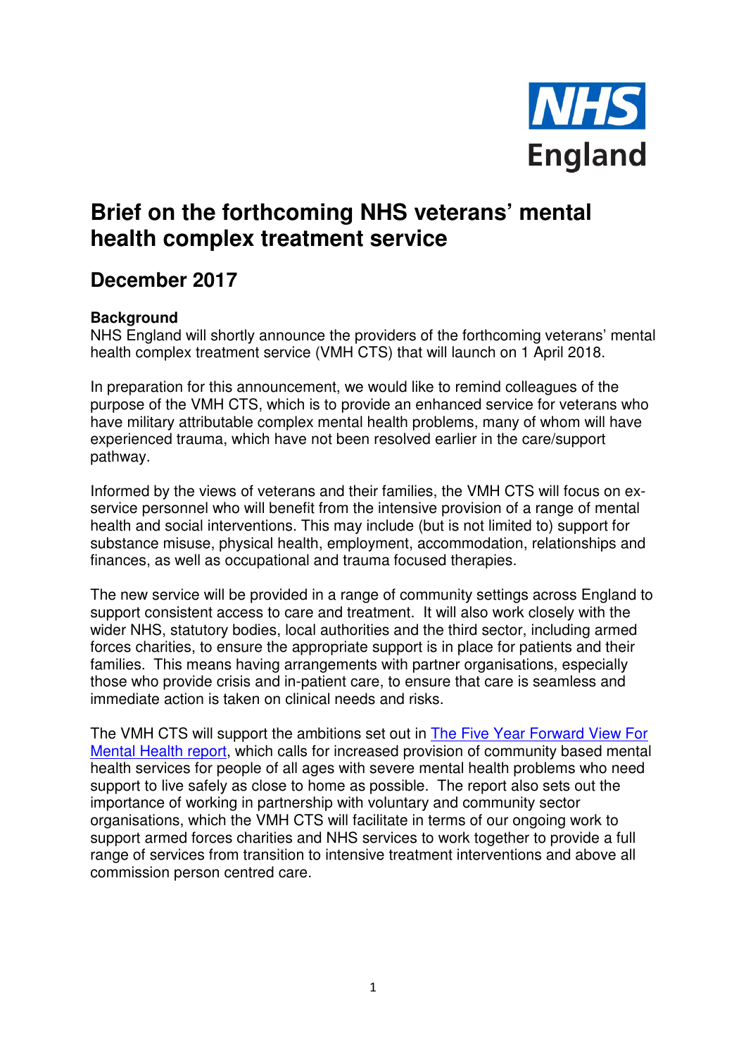NHS England

# Brief on the forthcoming NHS veterans' mental health complex treatment service

## December 2017

**Background**

NHS England will shortly announce the providers of the forthcoming veterans' mental health complex treatment service (VMH CTS) that will launch on 1 April 2018.

In preparation for this announcement, we would like to remind colleagues of the purpose of the VMH CTS, which is to provide an enhanced service for veterans who have military attributable complex mental health problems, many of whom will have experienced trauma, which have not been resolved earlier in the care/support pathway.

Informed by the views of veterans and their families, the VMH CTS will focus on ex-service personnel who will benefit from the intensive provision of a range of mental health and social interventions. This may include (but is not limited to) support for substance misuse, physical health, employment, accommodation, relationships and finances, as well as occupational and trauma focused therapies.

The new service will be provided in a range of community settings across England to support consistent access to care and treatment. It will also work closely with the wider NHS, statutory bodies, local authorities and the third sector, including armed forces charities, to ensure the appropriate support is in place for patients and their families. This means having arrangements with partner organisations, especially those who provide crisis and in-patient care, to ensure that care is seamless and immediate action is taken on clinical needs and risks.

The VMH CTS will support the ambitions set out in The Five Year Forward View For Mental Health report, which calls for increased provision of community based mental health services for people of all ages with severe mental health problems who need support to live safely as close to home as possible. The report also sets out the importance of working in partnership with voluntary and community sector organisations, which the VMH CTS will facilitate in terms of our ongoing work to support armed forces charities and NHS services to work together to provide a full range of services from transition to intensive treatment interventions and above all commission person centred care.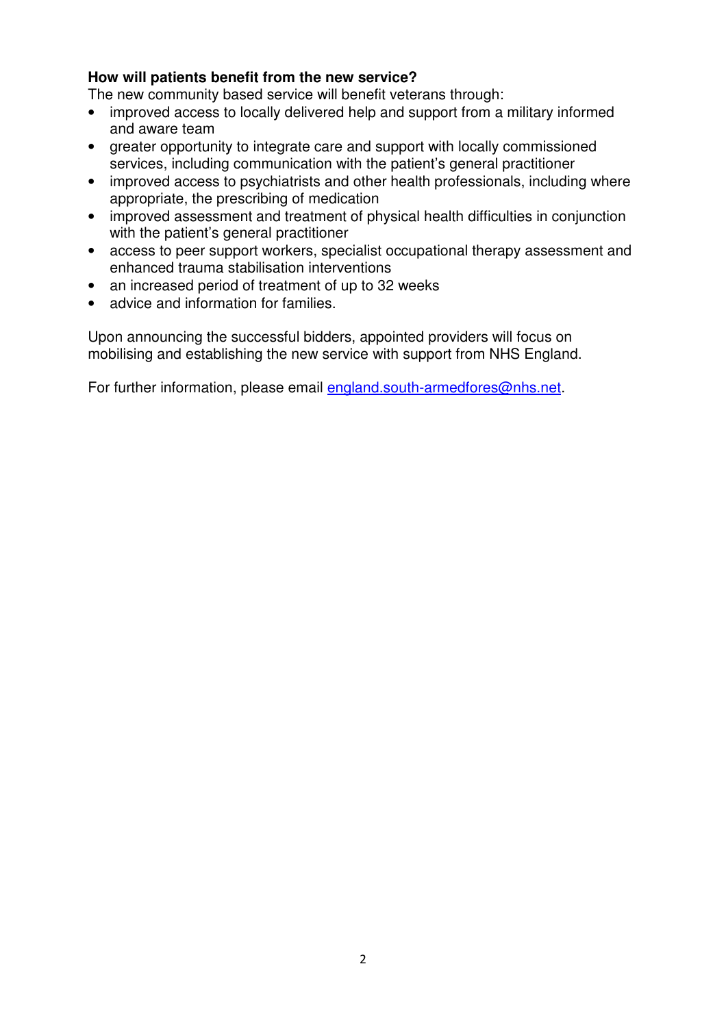**How will patients benefit from the new service?**

The new community based service will benefit veterans through:

- improved access to locally delivered help and support from a military informed and aware team
- greater opportunity to integrate care and support with locally commissioned services, including communication with the patient's general practitioner
- improved access to psychiatrists and other health professionals, including where appropriate, the prescribing of medication
- improved assessment and treatment of physical health difficulties in conjunction with the patient's general practitioner
- access to peer support workers, specialist occupational therapy assessment and enhanced trauma stabilisation interventions
- an increased period of treatment of up to 32 weeks
- advice and information for families.

Upon announcing the successful bidders, appointed providers will focus on mobilising and establishing the new service with support from NHS England.

For further information, please email england.south-armedfores@nhs.net.